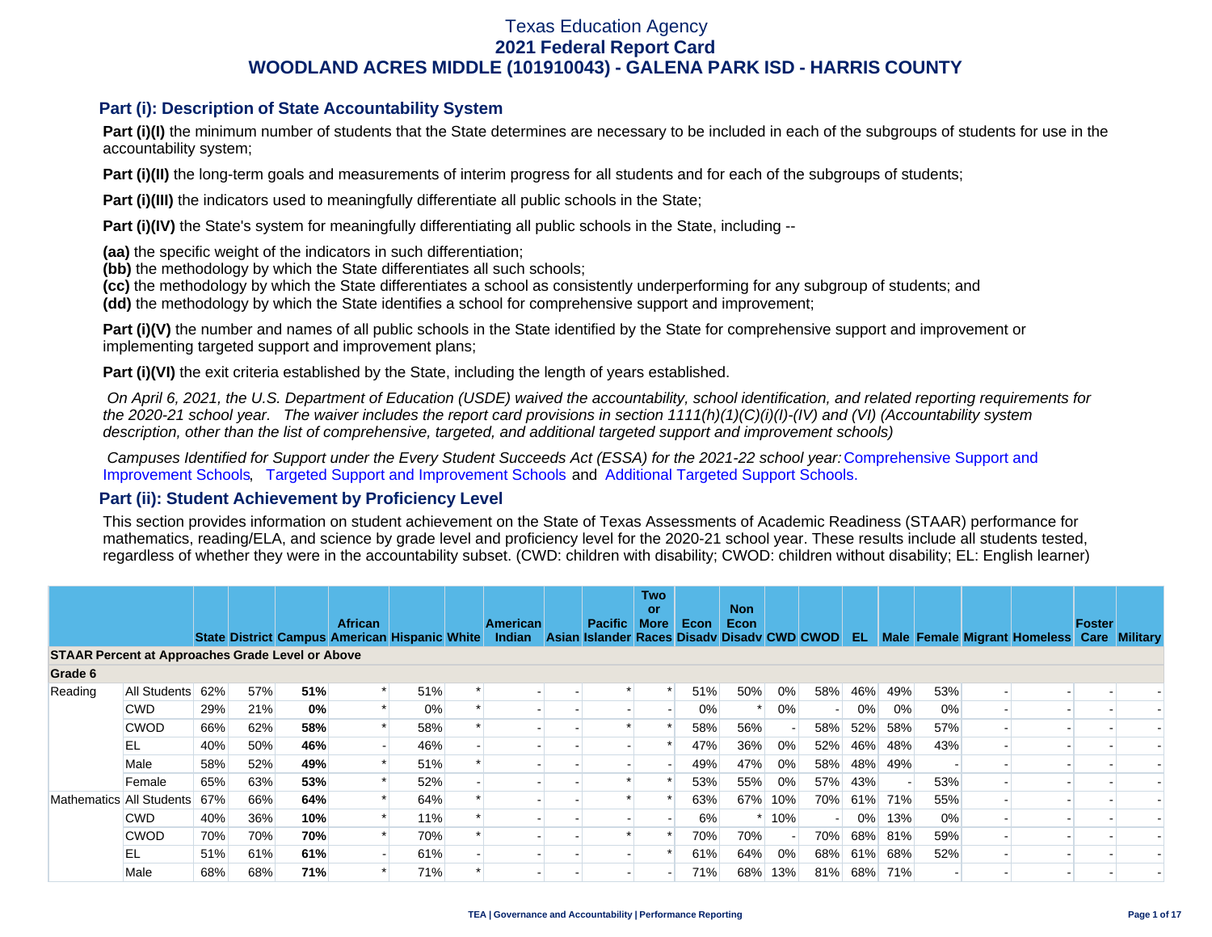# Texas Education Agency
# 2021 Federal Report Card
# WOODLAND ACRES MIDDLE (101910043) - GALENA PARK ISD - HARRIS COUNTY

## Part (i): Description of State Accountability System

**Part (i)(I)** the minimum number of students that the State determines are necessary to be included in each of the subgroups of students for use in the accountability system;

**Part (i)(II)** the long-term goals and measurements of interim progress for all students and for each of the subgroups of students;

**Part (i)(III)** the indicators used to meaningfully differentiate all public schools in the State;

**Part (i)(IV)** the State's system for meaningfully differentiating all public schools in the State, including --

**(aa)** the specific weight of the indicators in such differentiation;
**(bb)** the methodology by which the State differentiates all such schools;
**(cc)** the methodology by which the State differentiates a school as consistently underperforming for any subgroup of students; and
**(dd)** the methodology by which the State identifies a school for comprehensive support and improvement;

**Part (i)(V)** the number and names of all public schools in the State identified by the State for comprehensive support and improvement or implementing targeted support and improvement plans;

**Part (i)(VI)** the exit criteria established by the State, including the length of years established.

*On April 6, 2021, the U.S. Department of Education (USDE) waived the accountability, school identification, and related reporting requirements for the 2020-21 school year. The waiver includes the report card provisions in section 1111(h)(1)(C)(i)(I)-(IV) and (VI) (Accountability system description, other than the list of comprehensive, targeted, and additional targeted support and improvement schools)*

*Campuses Identified for Support under the Every Student Succeeds Act (ESSA) for the 2021-22 school year:* Comprehensive Support and Improvement Schools, Targeted Support and Improvement Schools and Additional Targeted Support Schools.

## Part (ii): Student Achievement by Proficiency Level

This section provides information on student achievement on the State of Texas Assessments of Academic Readiness (STAAR) performance for mathematics, reading/ELA, and science by grade level and proficiency level for the 2020-21 school year. These results include all students tested, regardless of whether they were in the accountability subset. (CWD: children with disability; CWOD: children without disability; EL: English learner)

| | | State | District | Campus | African American | Hispanic | White | American Indian | Asian | Pacific Islander | Two or More Races | Econ Disadv | Non Econ Disadv | CWD | CWOD | EL | Male | Female | Migrant | Homeless | Foster Care | Military |
|---|---|---|---|---|---|---|---|---|---|---|---|---|---|---|---|---|---|---|---|---|---|---|
| **STAAR Percent at Approaches Grade Level or Above** | | | | | | | | | | | | | | | | | | | | | | |
| **Grade 6** | | | | | | | | | | | | | | | | | | | | | | |
| Reading | All Students | 62% | 57% | **51%** | * | 51% | * | - | - | * | * | 51% | 50% | 0% | 58% | 46% | 49% | 53% | - | - | - | - |
| | CWD | 29% | 21% | **0%** | * | 0% | * | - | - | - | - | 0% | * | 0% | - | 0% | 0% | 0% | - | - | - | - |
| | CWOD | 66% | 62% | **58%** | * | 58% | * | - | - | * | * | 58% | 56% | - | 58% | 52% | 58% | 57% | - | - | - | - |
| | EL | 40% | 50% | **46%** | - | 46% | - | - | - | - | * | 47% | 36% | 0% | 52% | 46% | 48% | 43% | - | - | - | - |
| | Male | 58% | 52% | **49%** | * | 51% | * | - | - | - | - | 49% | 47% | 0% | 58% | 48% | 49% | - | - | - | - | - |
| | Female | 65% | 63% | **53%** | * | 52% | - | - | - | * | * | 53% | 55% | 0% | 57% | 43% | - | 53% | - | - | - | - |
| Mathematics | All Students | 67% | 66% | **64%** | * | 64% | * | - | - | * | * | 63% | 67% | 10% | 70% | 61% | 71% | 55% | - | - | - | - |
| | CWD | 40% | 36% | **10%** | * | 11% | * | - | - | - | - | 6% | * | 10% | - | 0% | 13% | 0% | - | - | - | - |
| | CWOD | 70% | 70% | **70%** | * | 70% | * | - | - | * | * | 70% | 70% | - | 70% | 68% | 81% | 59% | - | - | - | - |
| | EL | 51% | 61% | **61%** | - | 61% | - | - | - | - | * | 61% | 64% | 0% | 68% | 61% | 68% | 52% | - | - | - | - |
| | Male | 68% | 68% | **71%** | * | 71% | * | - | - | - | - | 71% | 68% | 13% | 81% | 68% | 71% | - | - | - | - | - |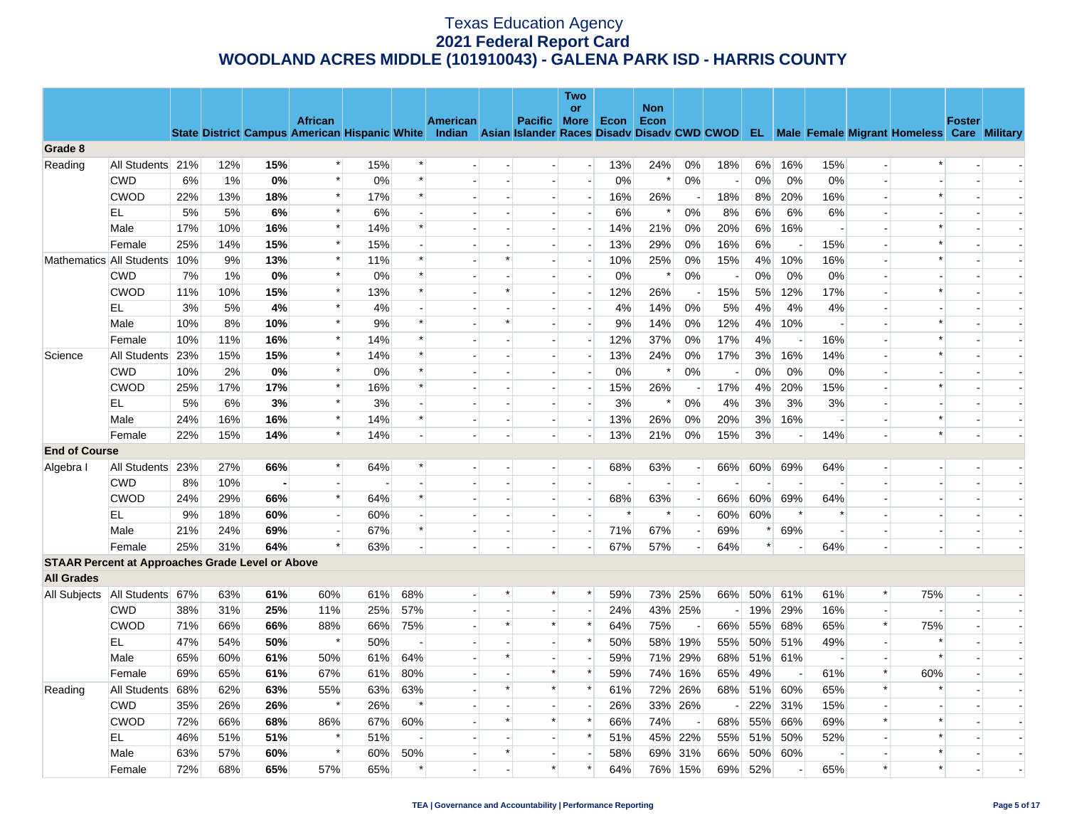# Texas Education Agency
## 2021 Federal Report Card
## WOODLAND ACRES MIDDLE (101910043) - GALENA PARK ISD - HARRIS COUNTY

| | | State | District | Campus | African American | Hispanic | White | American Indian | Asian | Pacific Islander | Two or More Races | Econ Disadv | Non Econ Disadv | CWD | CWOD | EL | Male | Female | Migrant | Homeless | Foster Care | Military |
|---|---|---|---|---|---|---|---|---|---|---|---|---|---|---|---|---|---|---|---|---|---|---|
| **Grade 8** | | | | | | | | | | | | | | | | | | | | | | |
| Reading | All Students | 21% | 12% | **15%** | * | 15% | * | - | - | - | - | 13% | 24% | 0% | 18% | 6% | 16% | 15% | - | * | - | - |
| | CWD | 6% | 1% | **0%** | * | 0% | * | - | - | - | - | 0% | * | 0% | - | 0% | 0% | 0% | - | - | - | - |
| | CWOD | 22% | 13% | **18%** | * | 17% | * | - | - | - | - | 16% | 26% | - | 18% | 8% | 20% | 16% | - | * | - | - |
| | EL | 5% | 5% | **6%** | * | 6% | - | - | - | - | - | 6% | * | 0% | 8% | 6% | 6% | 6% | - | - | - | - |
| | Male | 17% | 10% | **16%** | * | 14% | * | - | - | - | - | 14% | 21% | 0% | 20% | 6% | 16% | - | - | * | - | - |
| | Female | 25% | 14% | **15%** | * | 15% | - | - | - | - | - | 13% | 29% | 0% | 16% | 6% | - | 15% | - | * | - | - |
| Mathematics | All Students | 10% | 9% | **13%** | * | 11% | * | - | * | - | - | 10% | 25% | 0% | 15% | 4% | 10% | 16% | - | * | - | - |
| | CWD | 7% | 1% | **0%** | * | 0% | * | - | - | - | - | 0% | * | 0% | - | 0% | 0% | 0% | - | - | - | - |
| | CWOD | 11% | 10% | **15%** | * | 13% | * | - | * | - | - | 12% | 26% | - | 15% | 5% | 12% | 17% | - | * | - | - |
| | EL | 3% | 5% | **4%** | * | 4% | - | - | - | - | - | 4% | 14% | 0% | 5% | 4% | 4% | 4% | - | - | - | - |
| | Male | 10% | 8% | **10%** | * | 9% | * | - | * | - | - | 9% | 14% | 0% | 12% | 4% | 10% | - | - | * | - | - |
| | Female | 10% | 11% | **16%** | * | 14% | * | - | - | - | - | 12% | 37% | 0% | 17% | 4% | - | 16% | - | * | - | - |
| Science | All Students | 23% | 15% | **15%** | * | 14% | * | - | - | - | - | 13% | 24% | 0% | 17% | 3% | 16% | 14% | - | * | - | - |
| | CWD | 10% | 2% | **0%** | * | 0% | * | - | - | - | - | 0% | * | 0% | - | 0% | 0% | 0% | - | - | - | - |
| | CWOD | 25% | 17% | **17%** | * | 16% | * | - | - | - | - | 15% | 26% | - | 17% | 4% | 20% | 15% | - | * | - | - |
| | EL | 5% | 6% | **3%** | * | 3% | - | - | - | - | - | 3% | * | 0% | 4% | 3% | 3% | 3% | - | - | - | - |
| | Male | 24% | 16% | **16%** | * | 14% | * | - | - | - | - | 13% | 26% | 0% | 20% | 3% | 16% | - | - | * | - | - |
| | Female | 22% | 15% | **14%** | * | 14% | - | - | - | - | - | 13% | 21% | 0% | 15% | 3% | - | 14% | - | * | - | - |
| **End of Course** | | | | | | | | | | | | | | | | | | | | | | |
| Algebra I | All Students | 23% | 27% | **66%** | * | 64% | * | - | - | - | - | 68% | 63% | - | 66% | 60% | 69% | 64% | - | - | - | - |
| | CWD | 8% | 10% | **-** | - | - | - | - | - | - | - | - | - | - | - | - | - | - | - | - | - | - |
| | CWOD | 24% | 29% | **66%** | * | 64% | * | - | - | - | - | 68% | 63% | - | 66% | 60% | 69% | 64% | - | - | - | - |
| | EL | 9% | 18% | **60%** | - | 60% | - | - | - | - | - | * | * | - | 60% | 60% | * | * | - | - | - | - |
| | Male | 21% | 24% | **69%** | - | 67% | * | - | - | - | - | 71% | 67% | - | 69% | * | 69% | - | - | - | - | - |
| | Female | 25% | 31% | **64%** | * | 63% | - | - | - | - | - | 67% | 57% | - | 64% | * | - | 64% | - | - | - | - |
| **STAAR Percent at Approaches Grade Level or Above** | | | | | | | | | | | | | | | | | | | | | | |
| **All Grades** | | | | | | | | | | | | | | | | | | | | | | |
| All Subjects | All Students | 67% | 63% | **61%** | 60% | 61% | 68% | - | * | * | * | 59% | 73% | 25% | 66% | 50% | 61% | 61% | * | 75% | - | - |
| | CWD | 38% | 31% | **25%** | 11% | 25% | 57% | - | - | - | - | 24% | 43% | 25% | - | 19% | 29% | 16% | - | - | - | - |
| | CWOD | 71% | 66% | **66%** | 88% | 66% | 75% | - | * | * | * | 64% | 75% | - | 66% | 55% | 68% | 65% | * | 75% | - | - |
| | EL | 47% | 54% | **50%** | * | 50% | - | - | - | - | * | 50% | 58% | 19% | 55% | 50% | 51% | 49% | - | * | - | - |
| | Male | 65% | 60% | **61%** | 50% | 61% | 64% | - | * | - | - | 59% | 71% | 29% | 68% | 51% | 61% | - | - | * | - | - |
| | Female | 69% | 65% | **61%** | 67% | 61% | 80% | - | - | * | * | 59% | 74% | 16% | 65% | 49% | - | 61% | * | 60% | - | - |
| Reading | All Students | 68% | 62% | **63%** | 55% | 63% | 63% | - | * | * | * | 61% | 72% | 26% | 68% | 51% | 60% | 65% | * | * | - | - |
| | CWD | 35% | 26% | **26%** | * | 26% | * | - | - | - | - | 26% | 33% | 26% | - | 22% | 31% | 15% | - | - | - | - |
| | CWOD | 72% | 66% | **68%** | 86% | 67% | 60% | - | * | * | * | 66% | 74% | - | 68% | 55% | 66% | 69% | * | * | - | - |
| | EL | 46% | 51% | **51%** | * | 51% | - | - | - | - | * | 51% | 45% | 22% | 55% | 51% | 50% | 52% | - | * | - | - |
| | Male | 63% | 57% | **60%** | * | 60% | 50% | - | * | - | - | 58% | 69% | 31% | 66% | 50% | 60% | - | - | * | - | - |
| | Female | 72% | 68% | **65%** | 57% | 65% | * | - | - | * | * | 64% | 76% | 15% | 69% | 52% | - | 65% | * | * | - | - |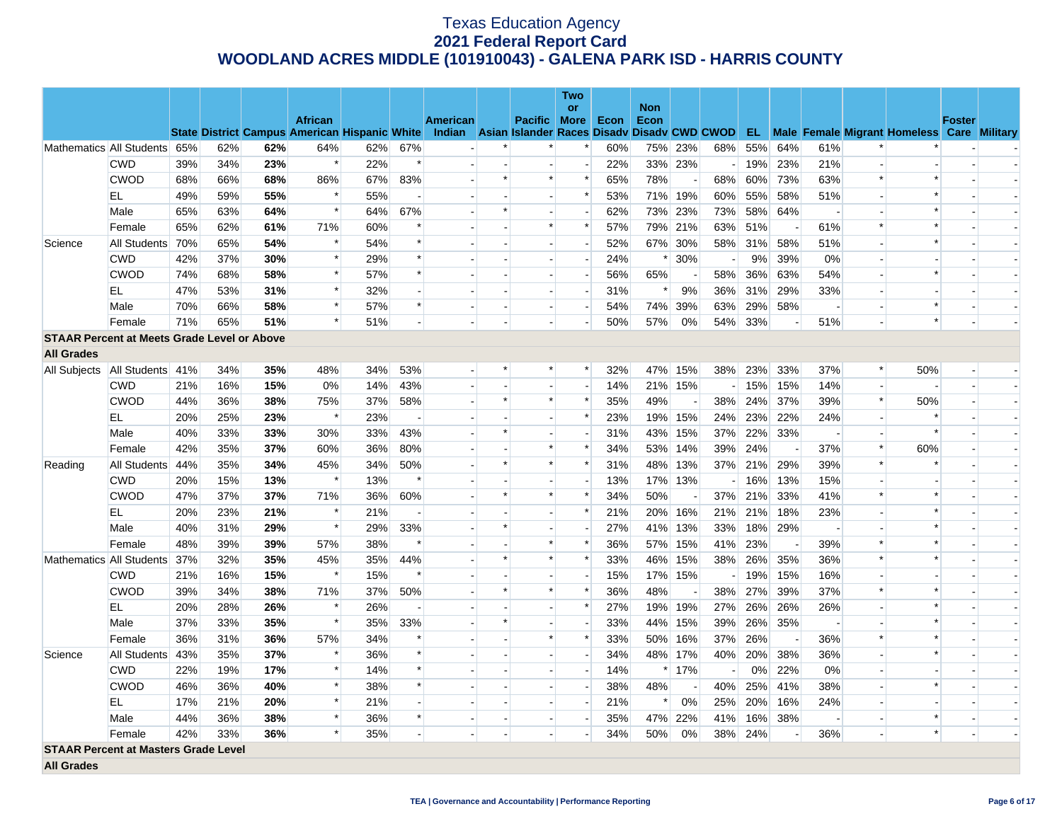# Texas Education Agency
## 2021 Federal Report Card
## WOODLAND ACRES MIDDLE (101910043) - GALENA PARK ISD - HARRIS COUNTY

| | | State | District | Campus | African American | Hispanic | White | American Indian | Asian | Pacific Islander | Two or More Races | Econ Disadv | Non Econ Disadv | CWD | CWOD | EL | Male | Female | Migrant | Homeless | Foster Care | Military |
|---|---|---|---|---|---|---|---|---|---|---|---|---|---|---|---|---|---|---|---|---|---|---|
| Mathematics | All Students | 65% | 62% | **62%** | 64% | 62% | 67% | - | * | * | * | 60% | 75% | 23% | 68% | 55% | 64% | 61% | * | * | - | - |
| | CWD | 39% | 34% | **23%** | * | 22% | * | - | - | - | - | 22% | 33% | 23% | - | 19% | 23% | 21% | - | - | - | - |
| | CWOD | 68% | 66% | **68%** | 86% | 67% | 83% | - | * | * | * | 65% | 78% | - | 68% | 60% | 73% | 63% | * | * | - | - |
| | EL | 49% | 59% | **55%** | * | 55% | - | - | - | - | * | 53% | 71% | 19% | 60% | 55% | 58% | 51% | - | * | - | - |
| | Male | 65% | 63% | **64%** | * | 64% | 67% | - | * | - | - | 62% | 73% | 23% | 73% | 58% | 64% | - | - | * | - | - |
| | Female | 65% | 62% | **61%** | 71% | 60% | * | - | - | * | * | 57% | 79% | 21% | 63% | 51% | - | 61% | * | * | - | - |
| Science | All Students | 70% | 65% | **54%** | * | 54% | * | - | - | - | - | 52% | 67% | 30% | 58% | 31% | 58% | 51% | - | * | - | - |
| | CWD | 42% | 37% | **30%** | * | 29% | * | - | - | - | - | 24% | * | 30% | - | 9% | 39% | 0% | - | - | - | - |
| | CWOD | 74% | 68% | **58%** | * | 57% | * | - | - | - | - | 56% | 65% | - | 58% | 36% | 63% | 54% | - | * | - | - |
| | EL | 47% | 53% | **31%** | * | 32% | - | - | - | - | - | 31% | * | 9% | 36% | 31% | 29% | 33% | - | - | - | - |
| | Male | 70% | 66% | **58%** | * | 57% | * | - | - | - | - | 54% | 74% | 39% | 63% | 29% | 58% | - | - | * | - | - |
| | Female | 71% | 65% | **51%** | * | 51% | - | - | - | - | - | 50% | 57% | 0% | 54% | 33% | - | 51% | - | * | - | - |
| **STAAR Percent at Meets Grade Level or Above** | | | | | | | | | | | | | | | | | | | | | | |
| **All Grades** | | | | | | | | | | | | | | | | | | | | | | |
| All Subjects | All Students | 41% | 34% | **35%** | 48% | 34% | 53% | - | * | * | * | 32% | 47% | 15% | 38% | 23% | 33% | 37% | * | 50% | - | - |
| | CWD | 21% | 16% | **15%** | 0% | 14% | 43% | - | - | - | - | 14% | 21% | 15% | - | 15% | 15% | 14% | - | - | - | - |
| | CWOD | 44% | 36% | **38%** | 75% | 37% | 58% | - | * | * | * | 35% | 49% | - | 38% | 24% | 37% | 39% | * | 50% | - | - |
| | EL | 20% | 25% | **23%** | * | 23% | - | - | - | - | * | 23% | 19% | 15% | 24% | 23% | 22% | 24% | - | * | - | - |
| | Male | 40% | 33% | **33%** | 30% | 33% | 43% | - | * | - | - | 31% | 43% | 15% | 37% | 22% | 33% | - | - | * | - | - |
| | Female | 42% | 35% | **37%** | 60% | 36% | 80% | - | - | * | * | 34% | 53% | 14% | 39% | 24% | - | 37% | * | 60% | - | - |
| Reading | All Students | 44% | 35% | **34%** | 45% | 34% | 50% | - | * | * | * | 31% | 48% | 13% | 37% | 21% | 29% | 39% | * | * | - | - |
| | CWD | 20% | 15% | **13%** | * | 13% | * | - | - | - | - | 13% | 17% | 13% | - | 16% | 13% | 15% | - | - | - | - |
| | CWOD | 47% | 37% | **37%** | 71% | 36% | 60% | - | * | * | * | 34% | 50% | - | 37% | 21% | 33% | 41% | * | * | - | - |
| | EL | 20% | 23% | **21%** | * | 21% | - | - | - | - | * | 21% | 20% | 16% | 21% | 21% | 18% | 23% | - | * | - | - |
| | Male | 40% | 31% | **29%** | * | 29% | 33% | - | * | - | - | 27% | 41% | 13% | 33% | 18% | 29% | - | - | * | - | - |
| | Female | 48% | 39% | **39%** | 57% | 38% | * | - | - | * | * | 36% | 57% | 15% | 41% | 23% | - | 39% | * | * | - | - |
| Mathematics | All Students | 37% | 32% | **35%** | 45% | 35% | 44% | - | * | * | * | 33% | 46% | 15% | 38% | 26% | 35% | 36% | * | * | - | - |
| | CWD | 21% | 16% | **15%** | * | 15% | * | - | - | - | - | 15% | 17% | 15% | - | 19% | 15% | 16% | - | - | - | - |
| | CWOD | 39% | 34% | **38%** | 71% | 37% | 50% | - | * | * | * | 36% | 48% | - | 38% | 27% | 39% | 37% | * | * | - | - |
| | EL | 20% | 28% | **26%** | * | 26% | - | - | - | - | * | 27% | 19% | 19% | 27% | 26% | 26% | 26% | - | * | - | - |
| | Male | 37% | 33% | **35%** | * | 35% | 33% | - | * | - | - | 33% | 44% | 15% | 39% | 26% | 35% | - | - | * | - | - |
| | Female | 36% | 31% | **36%** | 57% | 34% | * | - | - | * | * | 33% | 50% | 16% | 37% | 26% | - | 36% | * | * | - | - |
| Science | All Students | 43% | 35% | **37%** | * | 36% | * | - | - | - | - | 34% | 48% | 17% | 40% | 20% | 38% | 36% | - | * | - | - |
| | CWD | 22% | 19% | **17%** | * | 14% | * | - | - | - | - | 14% | * | 17% | - | 0% | 22% | 0% | - | - | - | - |
| | CWOD | 46% | 36% | **40%** | * | 38% | * | - | - | - | - | 38% | 48% | - | 40% | 25% | 41% | 38% | - | * | - | - |
| | EL | 17% | 21% | **20%** | * | 21% | - | - | - | - | - | 21% | * | 0% | 25% | 20% | 16% | 24% | - | - | - | - |
| | Male | 44% | 36% | **38%** | * | 36% | * | - | - | - | - | 35% | 47% | 22% | 41% | 16% | 38% | - | - | * | - | - |
| | Female | 42% | 33% | **36%** | * | 35% | - | - | - | - | - | 34% | 50% | 0% | 38% | 24% | - | 36% | - | * | - | - |
| **STAAR Percent at Masters Grade Level** | | | | | | | | | | | | | | | | | | | | | | |
| **All Grades** | | | | | | | | | | | | | | | | | | | | | | |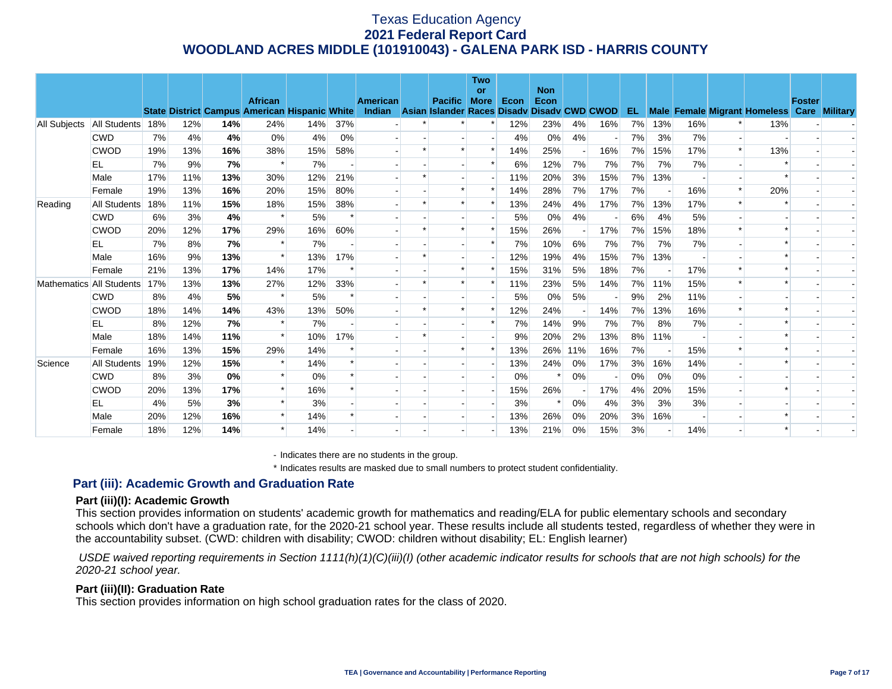# Texas Education Agency
## 2021 Federal Report Card
## WOODLAND ACRES MIDDLE (101910043) - GALENA PARK ISD - HARRIS COUNTY

| | | State | District | Campus | African American | Hispanic | White | American Indian | Asian | Pacific Islander | Two or More Races | Econ Disadv | Non Econ Disadv | CWD | CWOD | EL | Male | Female | Migrant | Homeless | Foster Care | Military |
|---|---|---|---|---|---|---|---|---|---|---|---|---|---|---|---|---|---|---|---|---|---|---|
| All Subjects | All Students | 18% | 12% | **14%** | 24% | 14% | 37% | - | * | * | * | 12% | 23% | 4% | 16% | 7% | 13% | 16% | * | 13% | - | - |
| | CWD | 7% | 4% | **4%** | 0% | 4% | 0% | - | - | - | - | 4% | 0% | 4% | - | 7% | 3% | 7% | - | - | - | - |
| | CWOD | 19% | 13% | **16%** | 38% | 15% | 58% | - | * | * | * | 14% | 25% | - | 16% | 7% | 15% | 17% | * | 13% | - | - |
| | EL | 7% | 9% | **7%** | * | 7% | - | - | - | - | * | 6% | 12% | 7% | 7% | 7% | 7% | 7% | - | * | - | - |
| | Male | 17% | 11% | **13%** | 30% | 12% | 21% | - | * | - | - | 11% | 20% | 3% | 15% | 7% | 13% | - | - | * | - | - |
| | Female | 19% | 13% | **16%** | 20% | 15% | 80% | - | - | * | * | 14% | 28% | 7% | 17% | 7% | - | 16% | * | 20% | - | - |
| Reading | All Students | 18% | 11% | **15%** | 18% | 15% | 38% | - | * | * | * | 13% | 24% | 4% | 17% | 7% | 13% | 17% | * | * | - | - |
| | CWD | 6% | 3% | **4%** | * | 5% | * | - | - | - | - | 5% | 0% | 4% | - | 6% | 4% | 5% | - | - | - | - |
| | CWOD | 20% | 12% | **17%** | 29% | 16% | 60% | - | * | * | * | 15% | 26% | - | 17% | 7% | 15% | 18% | * | * | - | - |
| | EL | 7% | 8% | **7%** | * | 7% | - | - | - | - | * | 7% | 10% | 6% | 7% | 7% | 7% | 7% | - | * | - | - |
| | Male | 16% | 9% | **13%** | * | 13% | 17% | - | * | - | - | 12% | 19% | 4% | 15% | 7% | 13% | - | - | * | - | - |
| | Female | 21% | 13% | **17%** | 14% | 17% | * | - | - | * | * | 15% | 31% | 5% | 18% | 7% | - | 17% | * | * | - | - |
| Mathematics | All Students | 17% | 13% | **13%** | 27% | 12% | 33% | - | * | * | * | 11% | 23% | 5% | 14% | 7% | 11% | 15% | * | * | - | - |
| | CWD | 8% | 4% | **5%** | * | 5% | * | - | - | - | - | 5% | 0% | 5% | - | 9% | 2% | 11% | - | - | - | - |
| | CWOD | 18% | 14% | **14%** | 43% | 13% | 50% | - | * | * | * | 12% | 24% | - | 14% | 7% | 13% | 16% | * | * | - | - |
| | EL | 8% | 12% | **7%** | * | 7% | - | - | - | - | * | 7% | 14% | 9% | 7% | 7% | 8% | 7% | - | * | - | - |
| | Male | 18% | 14% | **11%** | * | 10% | 17% | - | * | - | - | 9% | 20% | 2% | 13% | 8% | 11% | - | - | * | - | - |
| | Female | 16% | 13% | **15%** | 29% | 14% | * | - | - | * | * | 13% | 26% | 11% | 16% | 7% | - | 15% | * | * | - | - |
| Science | All Students | 19% | 12% | **15%** | * | 14% | * | - | - | - | - | 13% | 24% | 0% | 17% | 3% | 16% | 14% | - | * | - | - |
| | CWD | 8% | 3% | **0%** | * | 0% | * | - | - | - | - | 0% | * | 0% | - | 0% | 0% | 0% | - | - | - | - |
| | CWOD | 20% | 13% | **17%** | * | 16% | * | - | - | - | - | 15% | 26% | - | 17% | 4% | 20% | 15% | - | * | - | - |
| | EL | 4% | 5% | **3%** | * | 3% | - | - | - | - | - | 3% | * | 0% | 4% | 3% | 3% | 3% | - | - | - | - |
| | Male | 20% | 12% | **16%** | * | 14% | * | - | - | - | - | 13% | 26% | 0% | 20% | 3% | 16% | - | - | * | - | - |
| | Female | 18% | 12% | **14%** | * | 14% | - | - | - | - | - | 13% | 21% | 0% | 15% | 3% | - | 14% | - | * | - | - |

- Indicates there are no students in the group.

\* Indicates results are masked due to small numbers to protect student confidentiality.

## Part (iii): Academic Growth and Graduation Rate

### Part (iii)(I): Academic Growth

This section provides information on students' academic growth for mathematics and reading/ELA for public elementary schools and secondary schools which don't have a graduation rate, for the 2020-21 school year. These results include all students tested, regardless of whether they were in the accountability subset. (CWD: children with disability; CWOD: children without disability; EL: English learner)

*USDE waived reporting requirements in Section 1111(h)(1)(C)(iii)(I) (other academic indicator results for schools that are not high schools) for the 2020-21 school year.*

### Part (iii)(II): Graduation Rate

This section provides information on high school graduation rates for the class of 2020.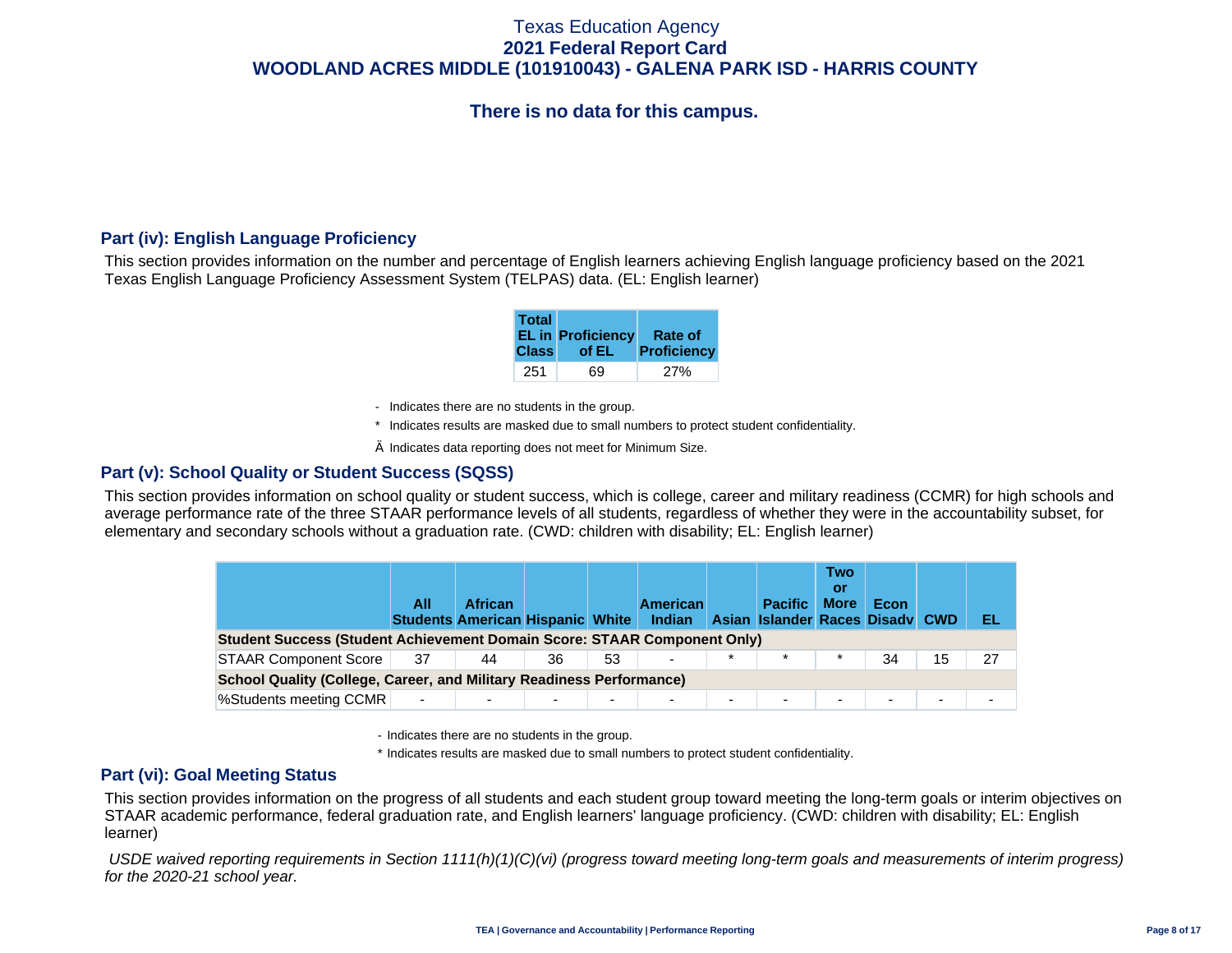Texas Education Agency
**2021 Federal Report Card**
**WOODLAND ACRES MIDDLE (101910043) - GALENA PARK ISD - HARRIS COUNTY**

## There is no data for this campus.

## Part (iv): English Language Proficiency

This section provides information on the number and percentage of English learners achieving English language proficiency based on the 2021 Texas English Language Proficiency Assessment System (TELPAS) data. (EL: English learner)

| Total EL in Class | Proficiency of EL | Rate of Proficiency |
|---|---|---|
| 251 | 69 | 27% |

- Indicates there are no students in the group.

* Indicates results are masked due to small numbers to protect student confidentiality.

Ä Indicates data reporting does not meet for Minimum Size.

## Part (v): School Quality or Student Success (SQSS)

This section provides information on school quality or student success, which is college, career and military readiness (CCMR) for high schools and average performance rate of the three STAAR performance levels of all students, regardless of whether they were in the accountability subset, for elementary and secondary schools without a graduation rate. (CWD: children with disability; EL: English learner)

| | All Students | African American | Hispanic | White | American Indian | Asian | Pacific Islander | Two or More Races | Econ Disadv | CWD | EL |
|---|---|---|---|---|---|---|---|---|---|---|---|
| **Student Success (Student Achievement Domain Score: STAAR Component Only)** | | | | | | | | | | | |
| STAAR Component Score | 37 | 44 | 36 | 53 | - | * | * | * | 34 | 15 | 27 |
| **School Quality (College, Career, and Military Readiness Performance)** | | | | | | | | | | | |
| %Students meeting CCMR | - | - | - | - | - | - | - | - | - | - | - |

- Indicates there are no students in the group.

* Indicates results are masked due to small numbers to protect student confidentiality.

## Part (vi): Goal Meeting Status

This section provides information on the progress of all students and each student group toward meeting the long-term goals or interim objectives on STAAR academic performance, federal graduation rate, and English learners' language proficiency. (CWD: children with disability; EL: English learner)

*USDE waived reporting requirements in Section 1111(h)(1)(C)(vi) (progress toward meeting long-term goals and measurements of interim progress) for the 2020-21 school year.*